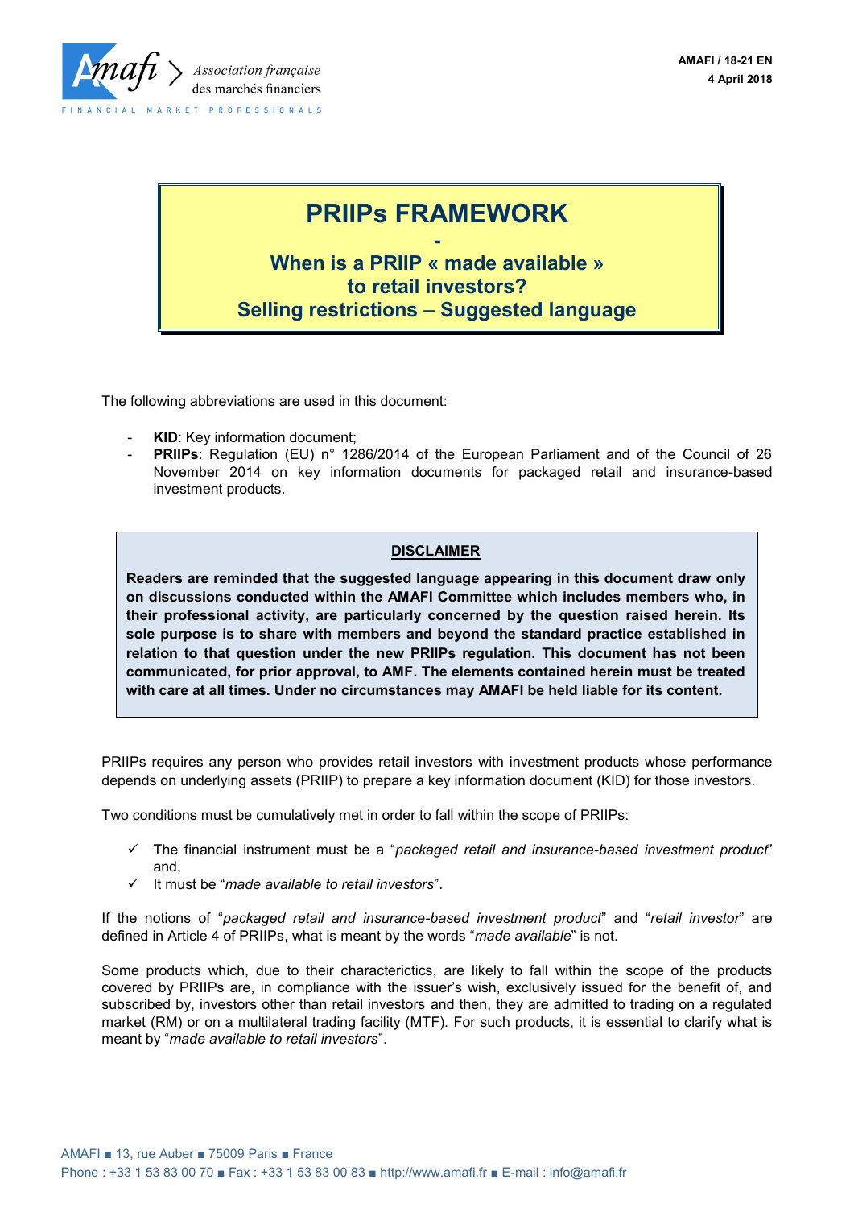AMAFI / 18-21 EN
4 April 2018

# PRIIPs FRAMEWORK

## When is a PRIIP « made available » to retail investors? Selling restrictions – Suggested language

The following abbreviations are used in this document:

- **KID**: Key information document;
- **PRIIPs**: Regulation (EU) n° 1286/2014 of the European Parliament and of the Council of 26 November 2014 on key information documents for packaged retail and insurance-based investment products.

**DISCLAIMER**

**Readers are reminded that the suggested language appearing in this document draw only on discussions conducted within the AMAFI Committee which includes members who, in their professional activity, are particularly concerned by the question raised herein. Its sole purpose is to share with members and beyond the standard practice established in relation to that question under the new PRIIPs regulation. This document has not been communicated, for prior approval, to AMF. The elements contained herein must be treated with care at all times. Under no circumstances may AMAFI be held liable for its content.**

PRIIPs requires any person who provides retail investors with investment products whose performance depends on underlying assets (PRIIP) to prepare a key information document (KID) for those investors.

Two conditions must be cumulatively met in order to fall within the scope of PRIIPs:

- ✓ The financial instrument must be a "*packaged retail and insurance-based investment product*" and,
- ✓ It must be "*made available to retail investors*".

If the notions of "*packaged retail and insurance-based investment product*" and "*retail investor*" are defined in Article 4 of PRIIPs, what is meant by the words "*made available*" is not.

Some products which, due to their characterictics, are likely to fall within the scope of the products covered by PRIIPs are, in compliance with the issuer's wish, exclusively issued for the benefit of, and subscribed by, investors other than retail investors and then, they are admitted to trading on a regulated market (RM) or on a multilateral trading facility (MTF). For such products, it is essential to clarify what is meant by "*made available to retail investors*".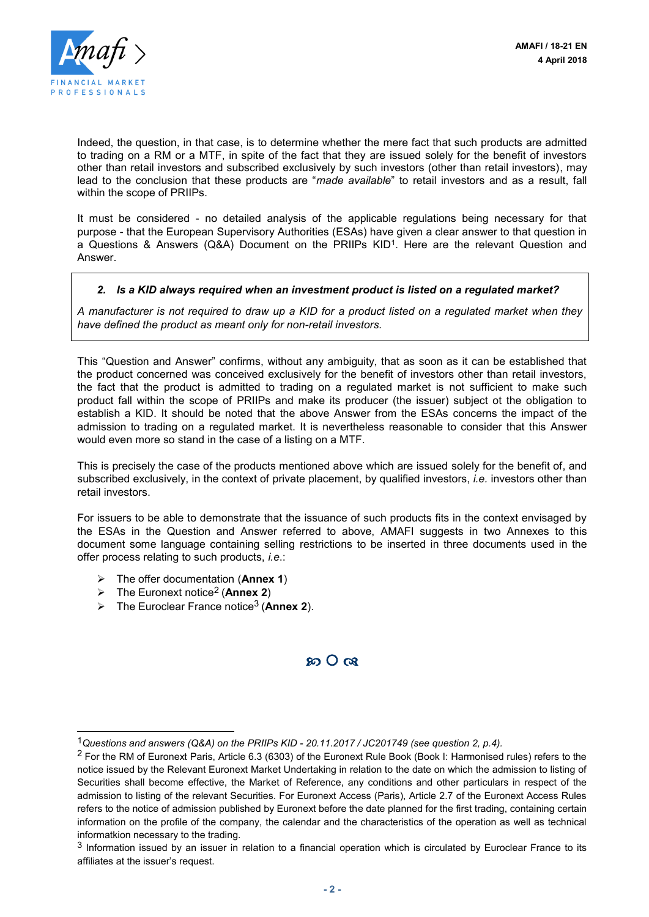Indeed, the question, in that case, is to determine whether the mere fact that such products are admitted to trading on a RM or a MTF, in spite of the fact that they are issued solely for the benefit of investors other than retail investors and subscribed exclusively by such investors (other than retail investors), may lead to the conclusion that these products are "*made available*" to retail investors and as a result, fall within the scope of PRIIPs.

It must be considered - no detailed analysis of the applicable regulations being necessary for that purpose - that the European Supervisory Authorities (ESAs) have given a clear answer to that question in a Questions & Answers (Q&A) Document on the PRIIPs KID[1]. Here are the relevant Question and Answer.

> ***2. Is a KID always required when an investment product is listed on a regulated market?***
>
> *A manufacturer is not required to draw up a KID for a product listed on a regulated market when they have defined the product as meant only for non-retail investors.*

This "Question and Answer" confirms, without any ambiguity, that as soon as it can be established that the product concerned was conceived exclusively for the benefit of investors other than retail investors, the fact that the product is admitted to trading on a regulated market is not sufficient to make such product fall within the scope of PRIIPs and make its producer (the issuer) subject ot the obligation to establish a KID. It should be noted that the above Answer from the ESAs concerns the impact of the admission to trading on a regulated market. It is nevertheless reasonable to consider that this Answer would even more so stand in the case of a listing on a MTF.

This is precisely the case of the products mentioned above which are issued solely for the benefit of, and subscribed exclusively, in the context of private placement, by qualified investors, *i.e.* investors other than retail investors.

For issuers to be able to demonstrate that the issuance of such products fits in the context envisaged by the ESAs in the Question and Answer referred to above, AMAFI suggests in two Annexes to this document some language containing selling restrictions to be inserted in three documents used in the offer process relating to such products, *i.e.*:

- The offer documentation (**Annex 1**)
- The Euronext notice[2] (**Annex 2**)
- The Euroclear France notice[3] (**Annex 2**).

---

[1] *Questions and answers (Q&A) on the PRIIPs KID - 20.11.2017 / JC201749 (see question 2, p.4).*

[2] For the RM of Euronext Paris, Article 6.3 (6303) of the Euronext Rule Book (Book I: Harmonised rules) refers to the notice issued by the Relevant Euronext Market Undertaking in relation to the date on which the admission to listing of Securities shall become effective, the Market of Reference, any conditions and other particulars in respect of the admission to listing of the relevant Securities. For Euronext Access (Paris), Article 2.7 of the Euronext Access Rules refers to the notice of admission published by Euronext before the date planned for the first trading, containing certain information on the profile of the company, the calendar and the characteristics of the operation as well as technical informatkion necessary to the trading.

[3] Information issued by an issuer in relation to a financial operation which is circulated by Euroclear France to its affiliates at the issuer's request.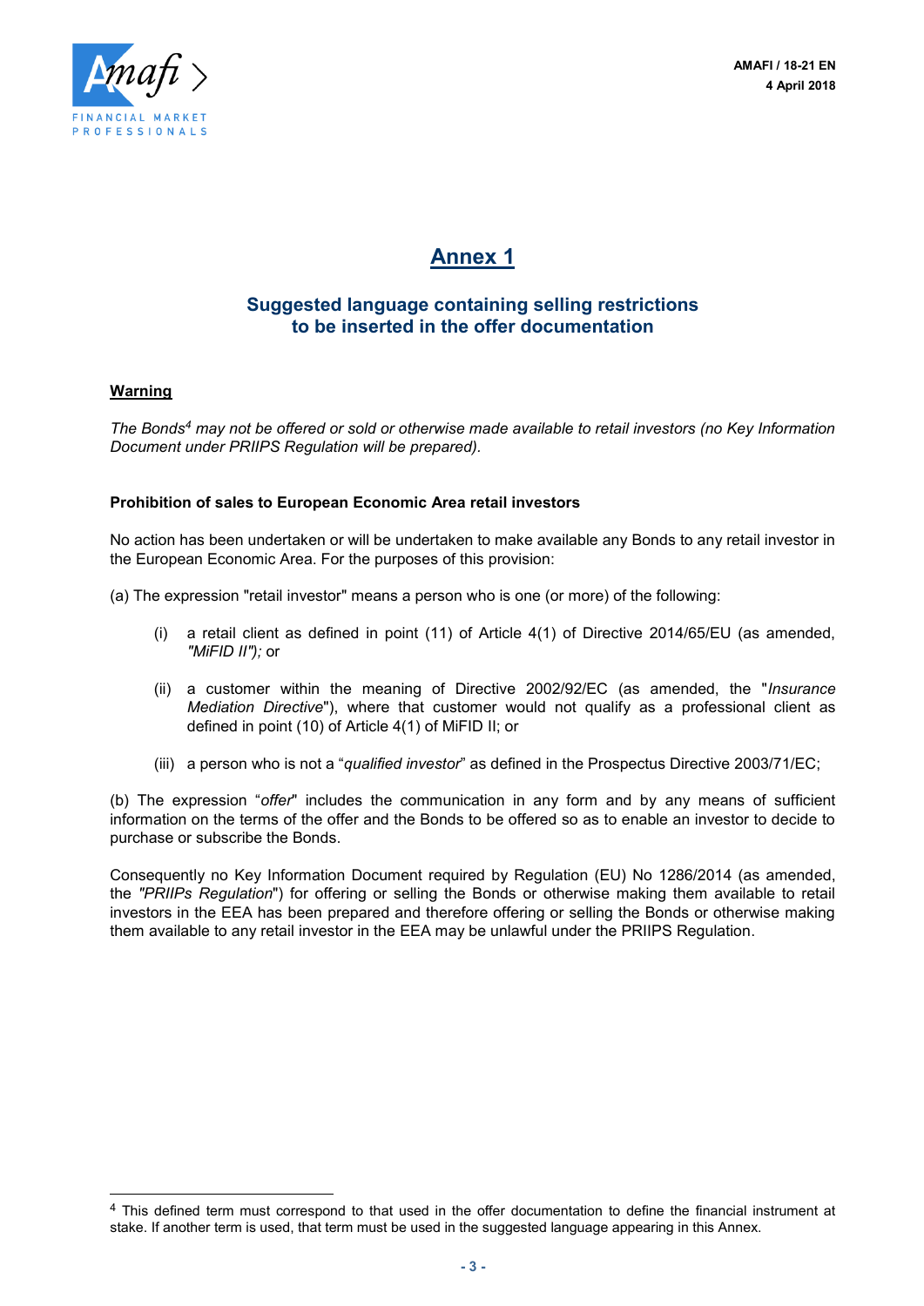# Annex 1

## Suggested language containing selling restrictions to be inserted in the offer documentation

**Warning**

*The Bonds[4] may not be offered or sold or otherwise made available to retail investors (no Key Information Document under PRIIPS Regulation will be prepared).*

**Prohibition of sales to European Economic Area retail investors**

No action has been undertaken or will be undertaken to make available any Bonds to any retail investor in the European Economic Area. For the purposes of this provision:

(a) The expression "retail investor" means a person who is one (or more) of the following:

- (i) a retail client as defined in point (11) of Article 4(1) of Directive 2014/65/EU (as amended, *"MiFID II");* or
- (ii) a customer within the meaning of Directive 2002/92/EC (as amended, the "*Insurance Mediation Directive*"), where that customer would not qualify as a professional client as defined in point (10) of Article 4(1) of MiFID II; or
- (iii) a person who is not a "*qualified investor*" as defined in the Prospectus Directive 2003/71/EC;

(b) The expression "*offer*" includes the communication in any form and by any means of sufficient information on the terms of the offer and the Bonds to be offered so as to enable an investor to decide to purchase or subscribe the Bonds.

Consequently no Key Information Document required by Regulation (EU) No 1286/2014 (as amended, the *"PRIIPs Regulation*") for offering or selling the Bonds or otherwise making them available to retail investors in the EEA has been prepared and therefore offering or selling the Bonds or otherwise making them available to any retail investor in the EEA may be unlawful under the PRIIPS Regulation.

---

[4] This defined term must correspond to that used in the offer documentation to define the financial instrument at stake. If another term is used, that term must be used in the suggested language appearing in this Annex.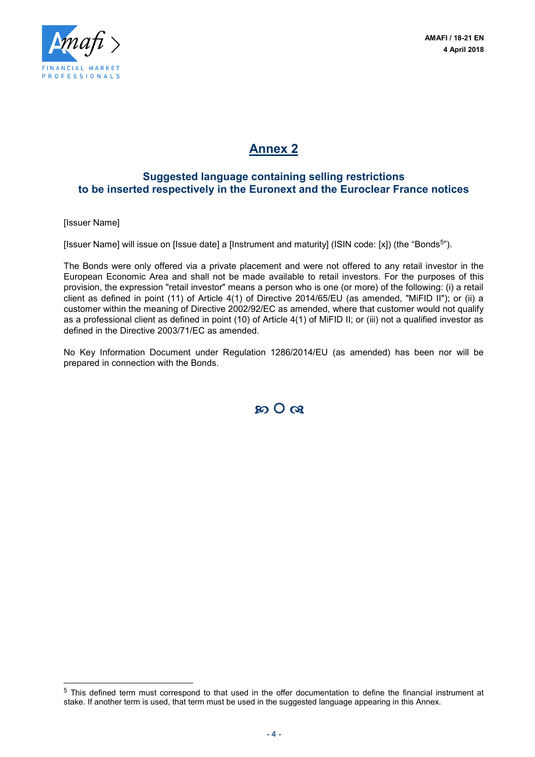# Annex 2

## Suggested language containing selling restrictions to be inserted respectively in the Euronext and the Euroclear France notices

[Issuer Name]

[Issuer Name] will issue on [Issue date] a [Instrument and maturity] (ISIN code: [x]) (the “Bonds[5]”).

The Bonds were only offered via a private placement and were not offered to any retail investor in the European Economic Area and shall not be made available to retail investors. For the purposes of this provision, the expression "retail investor" means a person who is one (or more) of the following: (i) a retail client as defined in point (11) of Article 4(1) of Directive 2014/65/EU (as amended, "MiFID II"); or (ii) a customer within the meaning of Directive 2002/92/EC as amended, where that customer would not qualify as a professional client as defined in point (10) of Article 4(1) of MiFID II; or (iii) not a qualified investor as defined in the Directive 2003/71/EC as amended.

No Key Information Document under Regulation 1286/2014/EU (as amended) has been nor will be prepared in connection with the Bonds.

[5] This defined term must correspond to that used in the offer documentation to define the financial instrument at stake. If another term is used, that term must be used in the suggested language appearing in this Annex.